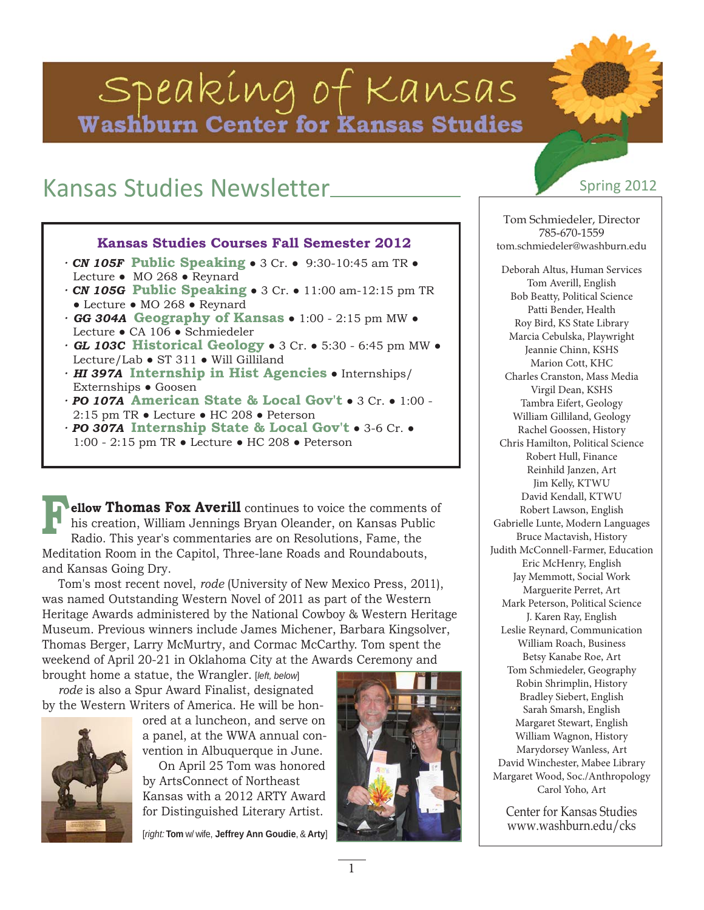# Speaking of Kansas

## Washburn Center for Kansas Studies

## Kansas Studies Newsletter

Spring 2012

### Kansas Studies Courses Fall Semester 2012

- ***CN 105F*** **Public Speaking** • 3 Cr. • 9:30-10:45 am TR • Lecture • MO 268 • Reynard
- ***CN 105G*** **Public Speaking** • 3 Cr. • 11:00 am-12:15 pm TR • Lecture • MO 268 • Reynard
- ***GG 304A*** **Geography of Kansas** • 1:00 - 2:15 pm MW • Lecture • CA 106 • Schmiedeler
- ***GL 103C*** **Historical Geology** • 3 Cr. • 5:30 - 6:45 pm MW • Lecture/Lab • ST 311 • Will Gilliland
- ***HI 397A*** **Internship in Hist Agencies** • Internships/ Externships • Goosen
- ***PO 107A*** **American State & Local Gov't** • 3 Cr. • 1:00 - 2:15 pm TR • Lecture • HC 208 • Peterson
- ***PO 307A*** **Internship State & Local Gov't** • 3-6 Cr. • 1:00 - 2:15 pm TR • Lecture • HC 208 • Peterson

**Fellow Thomas Fox Averill** continues to voice the comments of his creation, William Jennings Bryan Oleander, on Kansas Public Radio. This year's commentaries are on Resolutions, Fame, the Meditation Room in the Capitol, Three-lane Roads and Roundabouts, and Kansas Going Dry.

Tom's most recent novel, *rode* (University of New Mexico Press, 2011), was named Outstanding Western Novel of 2011 as part of the Western Heritage Awards administered by the National Cowboy & Western Heritage Museum. Previous winners include James Michener, Barbara Kingsolver, Thomas Berger, Larry McMurtry, and Cormac McCarthy. Tom spent the weekend of April 20-21 in Oklahoma City at the Awards Ceremony and brought home a statue, the Wrangler. [*left, below*]

*rode* is also a Spur Award Finalist, designated by the Western Writers of America. He will be honored at a luncheon, and serve on a panel, at the WWA annual convention in Albuquerque in June.

On April 25 Tom was honored by ArtsConnect of Northeast Kansas with a 2012 ARTY Award for Distinguished Literary Artist.

[*right:* **Tom** w/ wife, **Jeffrey Ann Goudie**, & **Arty**]

---

Tom Schmiedeler, Director
785-670-1559
tom.schmiedeler@washburn.edu

Deborah Altus, Human Services
Tom Averill, English
Bob Beatty, Political Science
Patti Bender, Health
Roy Bird, KS State Library
Marcia Cebulska, Playwright
Jeannie Chinn, KSHS
Marion Cott, KHC
Charles Cranston, Mass Media
Virgil Dean, KSHS
Tambra Eifert, Geology
William Gilliland, Geology
Rachel Goossen, History
Chris Hamilton, Political Science
Robert Hull, Finance
Reinhild Janzen, Art
Jim Kelly, KTWU
David Kendall, KTWU
Robert Lawson, English
Gabrielle Lunte, Modern Languages
Bruce Mactavish, History
Judith McConnell-Farmer, Education
Eric McHenry, English
Jay Memmott, Social Work
Marguerite Perret, Art
Mark Peterson, Political Science
J. Karen Ray, English
Leslie Reynard, Communication
William Roach, Business
Betsy Kanabe Roe, Art
Tom Schmiedeler, Geography
Robin Shrimplin, History
Bradley Siebert, English
Sarah Smarsh, English
Margaret Stewart, English
William Wagnon, History
Marydorsey Wanless, Art
David Winchester, Mabee Library
Margaret Wood, Soc./Anthropology
Carol Yoho, Art

Center for Kansas Studies
www.washburn.edu/cks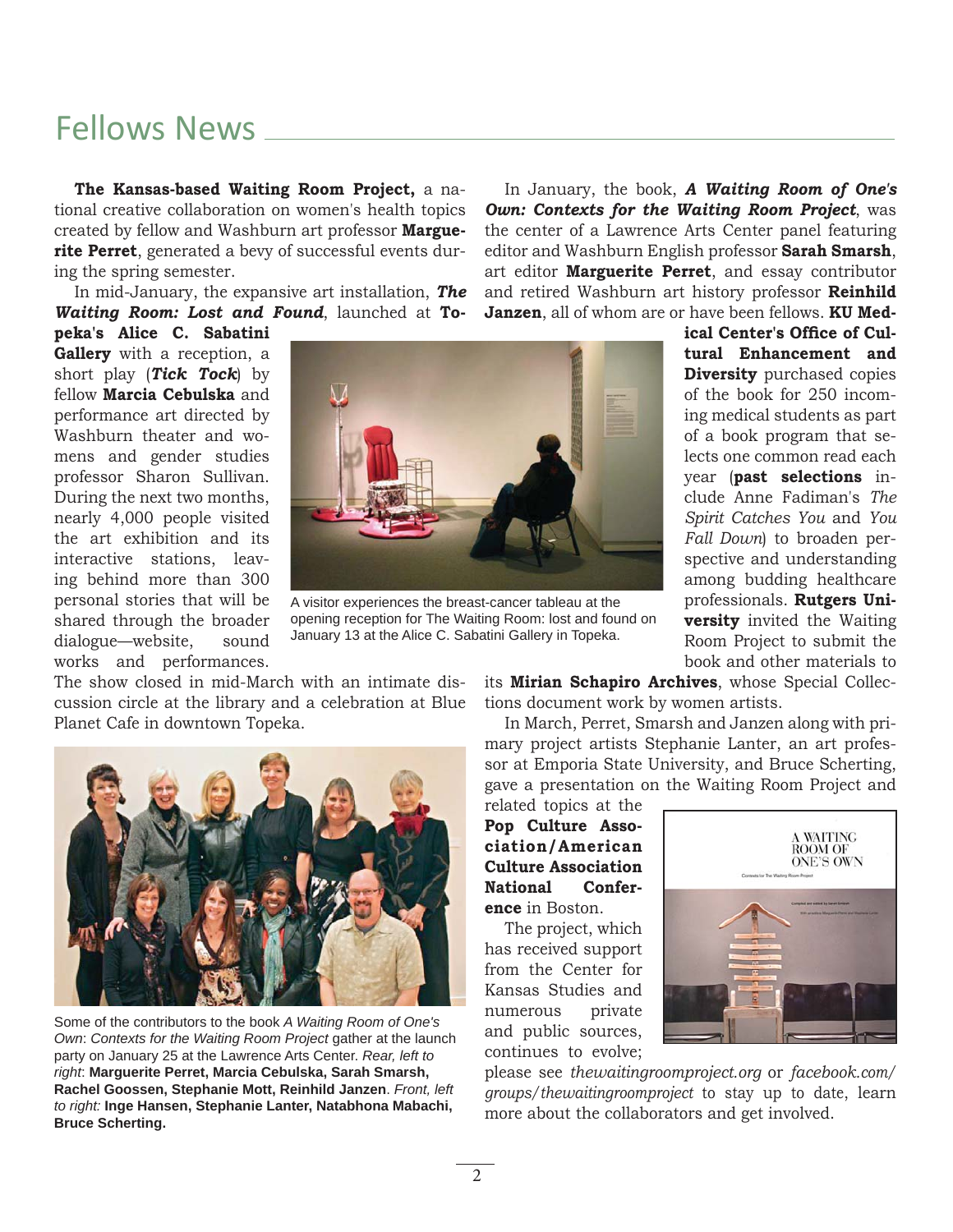# Fellows News

**The Kansas-based Waiting Room Project,** a national creative collaboration on women's health topics created by fellow and Washburn art professor **Marguerite Perret**, generated a bevy of successful events during the spring semester.

In mid-January, the expansive art installation, ***The Waiting Room: Lost and Found***, launched at **Topeka's Alice C. Sabatini Gallery** with a reception, a short play (***Tick Tock***) by fellow **Marcia Cebulska** and performance art directed by Washburn theater and womens and gender studies professor Sharon Sullivan. During the next two months, nearly 4,000 people visited the art exhibition and its interactive stations, leaving behind more than 300 personal stories that will be shared through the broader dialogue—website, sound works and performances. The show closed in mid-March with an intimate discussion circle at the library and a celebration at Blue Planet Cafe in downtown Topeka.

A visitor experiences the breast-cancer tableau at the opening reception for The Waiting Room: lost and found on January 13 at the Alice C. Sabatini Gallery in Topeka.

Some of the contributors to the book *A Waiting Room of One's Own*: *Contexts for the Waiting Room Project* gather at the launch party on January 25 at the Lawrence Arts Center. *Rear, left to right*: **Marguerite Perret, Marcia Cebulska, Sarah Smarsh, Rachel Goossen, Stephanie Mott, Reinhild Janzen**. *Front, left to right:* **Inge Hansen, Stephanie Lanter, Natabhona Mabachi, Bruce Scherting.**

In January, the book, ***A Waiting Room of One's Own: Contexts for the Waiting Room Project***, was the center of a Lawrence Arts Center panel featuring editor and Washburn English professor **Sarah Smarsh**, art editor **Marguerite Perret**, and essay contributor and retired Washburn art history professor **Reinhild Janzen**, all of whom are or have been fellows. **KU Medical Center's Office of Cultural Enhancement and Diversity** purchased copies of the book for 250 incoming medical students as part of a book program that selects one common read each year (**past selections** include Anne Fadiman's *The Spirit Catches You* and *You Fall Down*) to broaden perspective and understanding among budding healthcare professionals. **Rutgers University** invited the Waiting Room Project to submit the book and other materials to its **Mirian Schapiro Archives**, whose Special Collections document work by women artists.

In March, Perret, Smarsh and Janzen along with primary project artists Stephanie Lanter, an art professor at Emporia State University, and Bruce Scherting, gave a presentation on the Waiting Room Project and related topics at the **Pop Culture Association/American Culture Association National Conference** in Boston.

The project, which has received support from the Center for Kansas Studies and numerous private and public sources, continues to evolve; please see *thewaitingroomproject.org* or *facebook.com/groups/thewaitingroomproject* to stay up to date, learn more about the collaborators and get involved.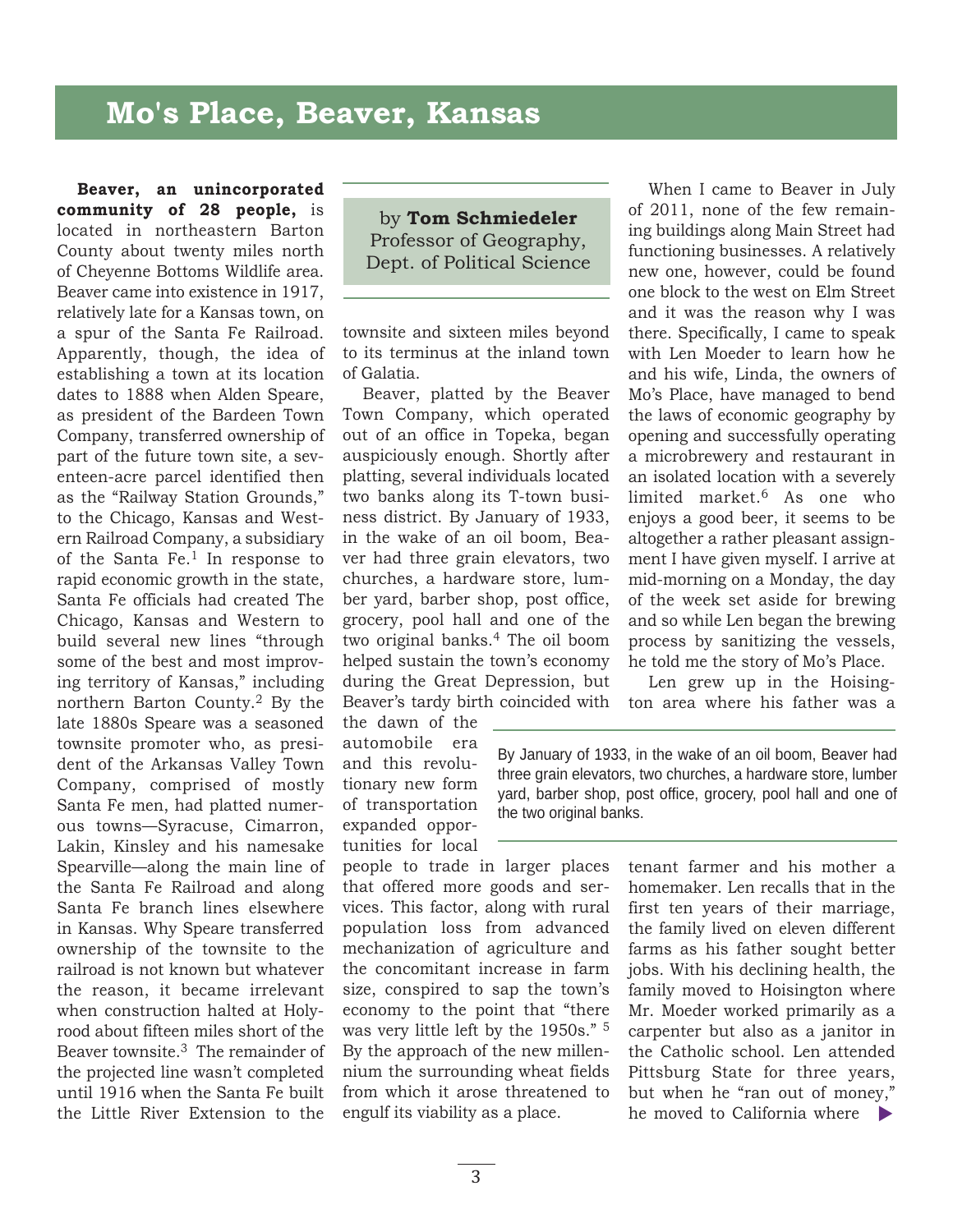# Mo's Place, Beaver, Kansas

by **Tom Schmiedeler**
Professor of Geography,
Dept. of Political Science

**Beaver, an unincorporated community of 28 people,** is located in northeastern Barton County about twenty miles north of Cheyenne Bottoms Wildlife area. Beaver came into existence in 1917, relatively late for a Kansas town, on a spur of the Santa Fe Railroad. Apparently, though, the idea of establishing a town at its location dates to 1888 when Alden Speare, as president of the Bardeen Town Company, transferred ownership of part of the future town site, a seventeen-acre parcel identified then as the "Railway Station Grounds," to the Chicago, Kansas and Western Railroad Company, a subsidiary of the Santa Fe.[1] In response to rapid economic growth in the state, Santa Fe officials had created The Chicago, Kansas and Western to build several new lines "through some of the best and most improving territory of Kansas," including northern Barton County.[2] By the late 1880s Speare was a seasoned townsite promoter who, as president of the Arkansas Valley Town Company, comprised of mostly Santa Fe men, had platted numerous towns—Syracuse, Cimarron, Lakin, Kinsley and his namesake Spearville—along the main line of the Santa Fe Railroad and along Santa Fe branch lines elsewhere in Kansas. Why Speare transferred ownership of the townsite to the railroad is not known but whatever the reason, it became irrelevant when construction halted at Holyrood about fifteen miles short of the Beaver townsite.[3] The remainder of the projected line wasn't completed until 1916 when the Santa Fe built the Little River Extension to the townsite and sixteen miles beyond to its terminus at the inland town of Galatia.

Beaver, platted by the Beaver Town Company, which operated out of an office in Topeka, began auspiciously enough. Shortly after platting, several individuals located two banks along its T-town business district. By January of 1933, in the wake of an oil boom, Beaver had three grain elevators, two churches, a hardware store, lumber yard, barber shop, post office, grocery, pool hall and one of the two original banks.[4] The oil boom helped sustain the town's economy during the Great Depression, but Beaver's tardy birth coincided with the dawn of the automobile era and this revolutionary new form of transportation expanded opportunities for local people to trade in larger places that offered more goods and services. This factor, along with rural population loss from advanced mechanization of agriculture and the concomitant increase in farm size, conspired to sap the town's economy to the point that "there was very little left by the 1950s." [5] By the approach of the new millennium the surrounding wheat fields from which it arose threatened to engulf its viability as a place.

> By January of 1933, in the wake of an oil boom, Beaver had three grain elevators, two churches, a hardware store, lumber yard, barber shop, post office, grocery, pool hall and one of the two original banks.

When I came to Beaver in July of 2011, none of the few remaining buildings along Main Street had functioning businesses. A relatively new one, however, could be found one block to the west on Elm Street and it was the reason why I was there. Specifically, I came to speak with Len Moeder to learn how he and his wife, Linda, the owners of Mo's Place, have managed to bend the laws of economic geography by opening and successfully operating a microbrewery and restaurant in an isolated location with a severely limited market.[6] As one who enjoys a good beer, it seems to be altogether a rather pleasant assignment I have given myself. I arrive at mid-morning on a Monday, the day of the week set aside for brewing and so while Len began the brewing process by sanitizing the vessels, he told me the story of Mo's Place.

Len grew up in the Hoisington area where his father was a tenant farmer and his mother a homemaker. Len recalls that in the first ten years of their marriage, the family lived on eleven different farms as his father sought better jobs. With his declining health, the family moved to Hoisington where Mr. Moeder worked primarily as a carpenter but also as a janitor in the Catholic school. Len attended Pittsburg State for three years, but when he "ran out of money," he moved to California where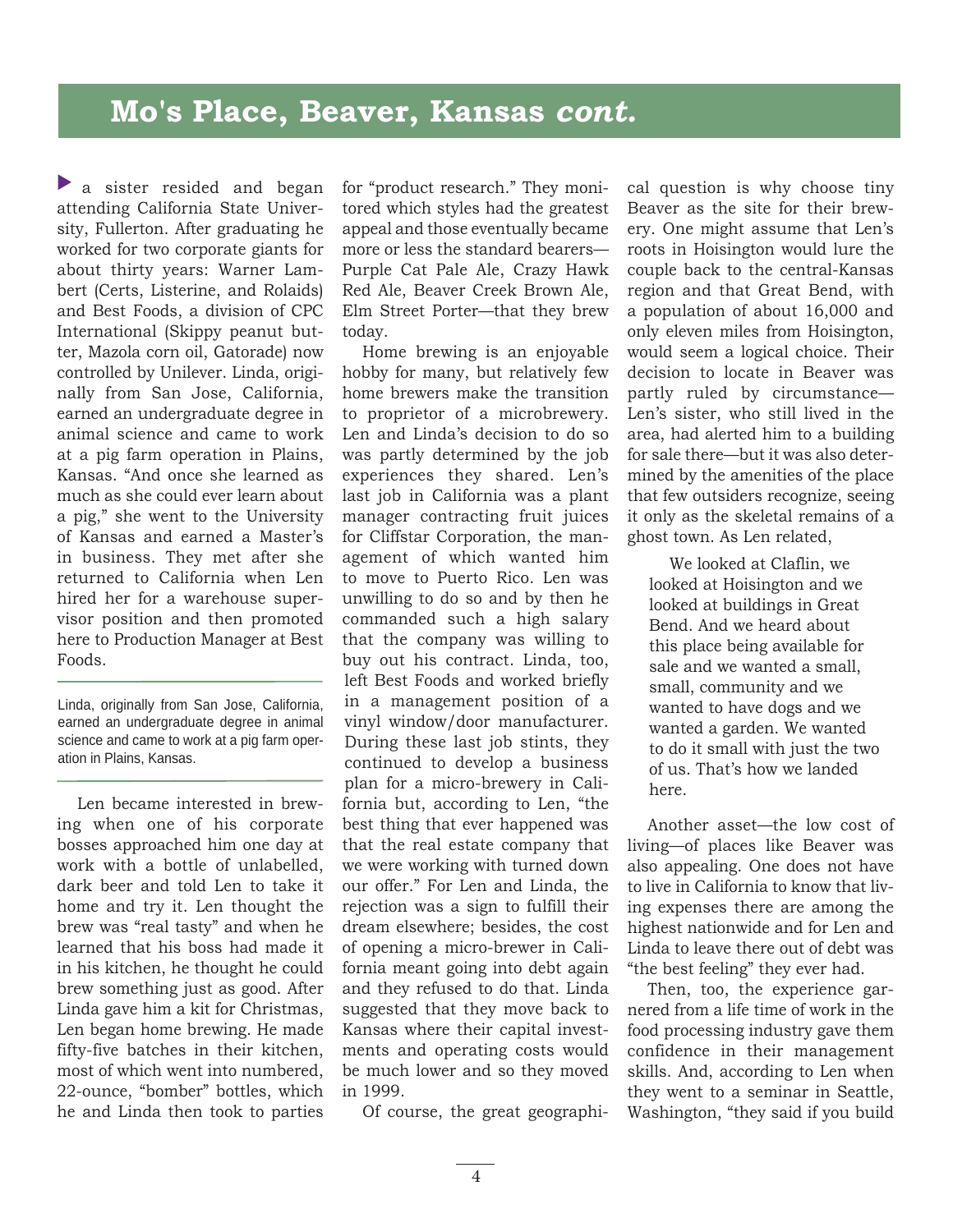## Mo's Place, Beaver, Kansas *cont.*

a sister resided and began attending California State University, Fullerton. After graduating he worked for two corporate giants for about thirty years: Warner Lambert (Certs, Listerine, and Rolaids) and Best Foods, a division of CPC International (Skippy peanut butter, Mazola corn oil, Gatorade) now controlled by Unilever. Linda, originally from San Jose, California, earned an undergraduate degree in animal science and came to work at a pig farm operation in Plains, Kansas. "And once she learned as much as she could ever learn about a pig," she went to the University of Kansas and earned a Master's in business. They met after she returned to California when Len hired her for a warehouse supervisor position and then promoted here to Production Manager at Best Foods.

> Linda, originally from San Jose, California, earned an undergraduate degree in animal science and came to work at a pig farm operation in Plains, Kansas.

Len became interested in brewing when one of his corporate bosses approached him one day at work with a bottle of unlabelled, dark beer and told Len to take it home and try it. Len thought the brew was "real tasty" and when he learned that his boss had made it in his kitchen, he thought he could brew something just as good. After Linda gave him a kit for Christmas, Len began home brewing. He made fifty-five batches in their kitchen, most of which went into numbered, 22-ounce, "bomber" bottles, which he and Linda then took to parties for "product research." They monitored which styles had the greatest appeal and those eventually became more or less the standard bearers—Purple Cat Pale Ale, Crazy Hawk Red Ale, Beaver Creek Brown Ale, Elm Street Porter—that they brew today.

Home brewing is an enjoyable hobby for many, but relatively few home brewers make the transition to proprietor of a microbrewery. Len and Linda's decision to do so was partly determined by the job experiences they shared. Len's last job in California was a plant manager contracting fruit juices for Cliffstar Corporation, the management of which wanted him to move to Puerto Rico. Len was unwilling to do so and by then he commanded such a high salary that the company was willing to buy out his contract. Linda, too, left Best Foods and worked briefly in a management position of a vinyl window/door manufacturer. During these last job stints, they continued to develop a business plan for a micro-brewery in California but, according to Len, "the best thing that ever happened was that the real estate company that we were working with turned down our offer." For Len and Linda, the rejection was a sign to fulfill their dream elsewhere; besides, the cost of opening a micro-brewer in California meant going into debt again and they refused to do that. Linda suggested that they move back to Kansas where their capital investments and operating costs would be much lower and so they moved in 1999.

Of course, the great geographical question is why choose tiny Beaver as the site for their brewery. One might assume that Len's roots in Hoisington would lure the couple back to the central-Kansas region and that Great Bend, with a population of about 16,000 and only eleven miles from Hoisington, would seem a logical choice. Their decision to locate in Beaver was partly ruled by circumstance—Len's sister, who still lived in the area, had alerted him to a building for sale there—but it was also determined by the amenities of the place that few outsiders recognize, seeing it only as the skeletal remains of a ghost town. As Len related,

> We looked at Claflin, we looked at Hoisington and we looked at buildings in Great Bend. And we heard about this place being available for sale and we wanted a small, small, community and we wanted to have dogs and we wanted a garden. We wanted to do it small with just the two of us. That's how we landed here.

Another asset—the low cost of living—of places like Beaver was also appealing. One does not have to live in California to know that living expenses there are among the highest nationwide and for Len and Linda to leave there out of debt was "the best feeling" they ever had.

Then, too, the experience garnered from a life time of work in the food processing industry gave them confidence in their management skills. And, according to Len when they went to a seminar in Seattle, Washington, "they said if you build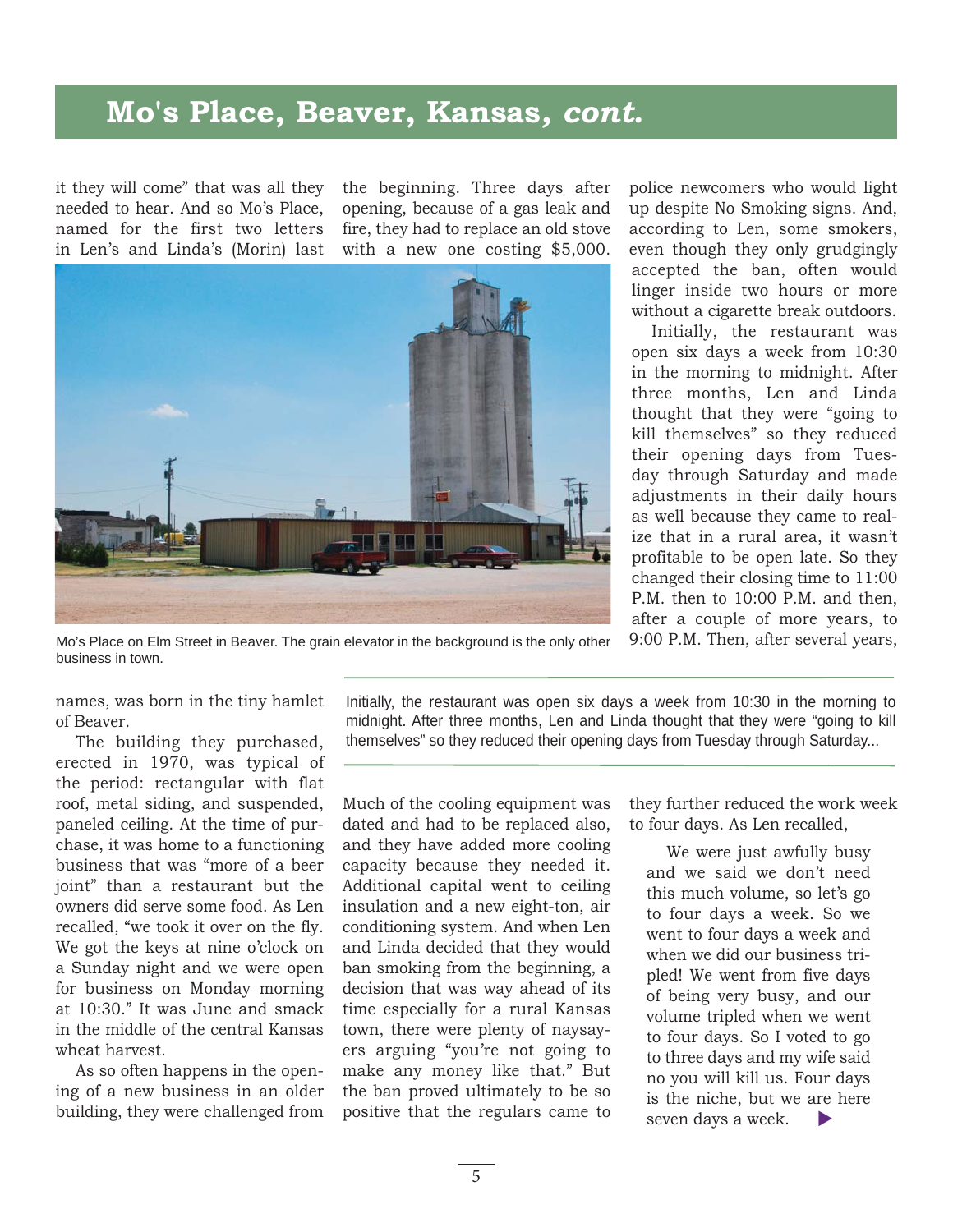# Mo's Place, Beaver, Kansas, *cont.*

it they will come" that was all they needed to hear. And so Mo's Place, named for the first two letters in Len's and Linda's (Morin) last names, was born in the tiny hamlet of Beaver.

The building they purchased, erected in 1970, was typical of the period: rectangular with flat roof, metal siding, and suspended, paneled ceiling. At the time of purchase, it was home to a functioning business that was "more of a beer joint" than a restaurant but the owners did serve some food. As Len recalled, "we took it over on the fly. We got the keys at nine o'clock on a Sunday night and we were open for business on Monday morning at 10:30." It was June and smack in the middle of the central Kansas wheat harvest.

As so often happens in the opening of a new business in an older building, they were challenged from the beginning. Three days after opening, because of a gas leak and fire, they had to replace an old stove with a new one costing $5,000.

Mo's Place on Elm Street in Beaver. The grain elevator in the background is the only other business in town.

Much of the cooling equipment was dated and had to be replaced also, and they have added more cooling capacity because they needed it. Additional capital went to ceiling insulation and a new eight-ton, air conditioning system. And when Len and Linda decided that they would ban smoking from the beginning, a decision that was way ahead of its time especially for a rural Kansas town, there were plenty of naysayers arguing "you're not going to make any money like that." But the ban proved ultimately to be so positive that the regulars came to police newcomers who would light up despite No Smoking signs. And, according to Len, some smokers, even though they only grudgingly accepted the ban, often would linger inside two hours or more without a cigarette break outdoors.

Initially, the restaurant was open six days a week from 10:30 in the morning to midnight. After three months, Len and Linda thought that they were "going to kill themselves" so they reduced their opening days from Tuesday through Saturday and made adjustments in their daily hours as well because they came to realize that in a rural area, it wasn't profitable to be open late. So they changed their closing time to 11:00 P.M. then to 10:00 P.M. and then, after a couple of more years, to 9:00 P.M. Then, after several years, they further reduced the work week to four days. As Len recalled,

> Initially, the restaurant was open six days a week from 10:30 in the morning to midnight. After three months, Len and Linda thought that they were "going to kill themselves" so they reduced their opening days from Tuesday through Saturday...

> We were just awfully busy and we said we don't need this much volume, so let's go to four days a week. So we went to four days a week and when we did our business tripled! We went from five days of being very busy, and our volume tripled when we went to four days. So I voted to go to three days and my wife said no you will kill us. Four days is the niche, but we are here seven days a week.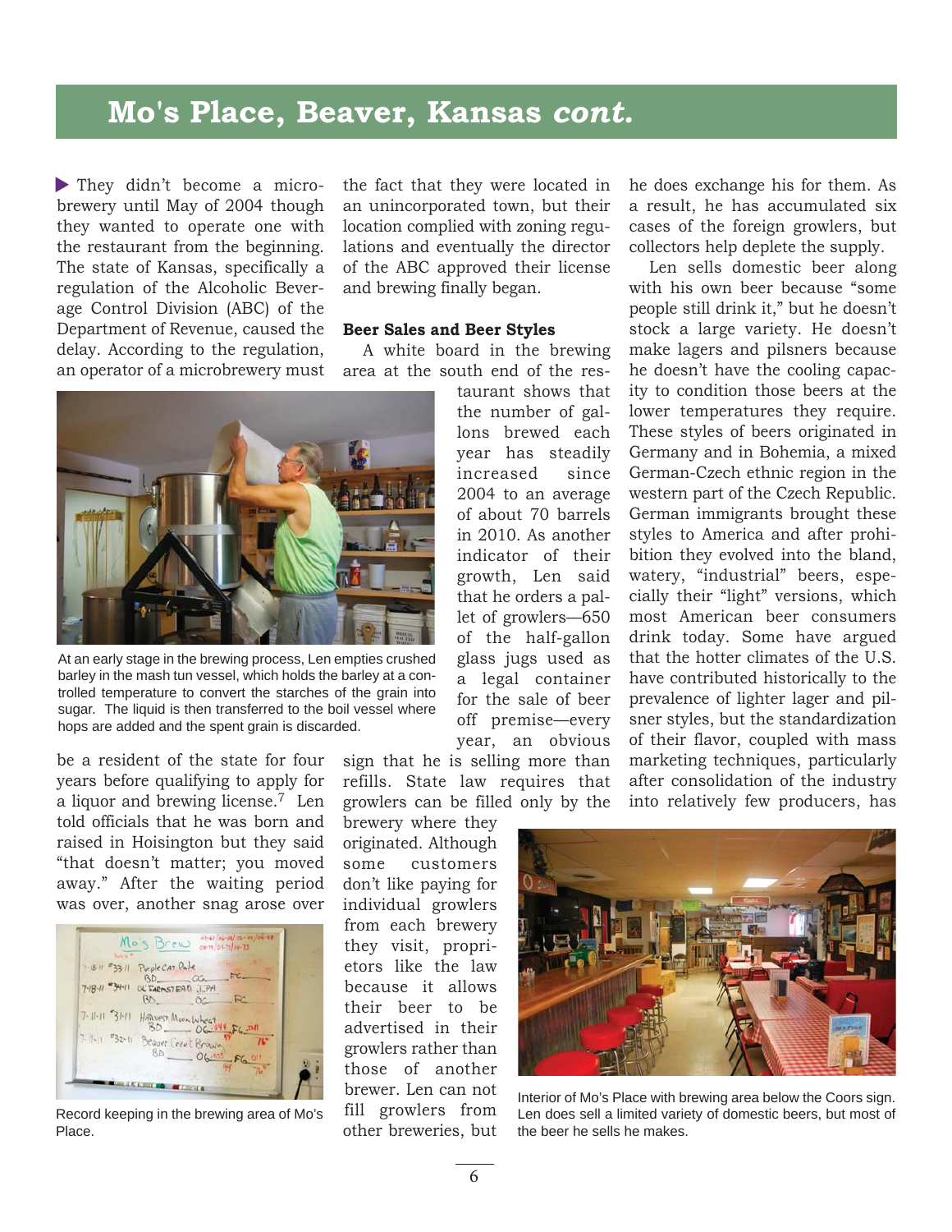## Mo's Place, Beaver, Kansas *cont.*

They didn't become a microbrewery until May of 2004 though they wanted to operate one with the restaurant from the beginning. The state of Kansas, specifically a regulation of the Alcoholic Beverage Control Division (ABC) of the Department of Revenue, caused the delay. According to the regulation, an operator of a microbrewery must be a resident of the state for four years before qualifying to apply for a liquor and brewing license.[7] Len told officials that he was born and raised in Hoisington but they said "that doesn't matter; you moved away." After the waiting period was over, another snag arose over the fact that they were located in an unincorporated town, but their location complied with zoning regulations and eventually the director of the ABC approved their license and brewing finally began.

At an early stage in the brewing process, Len empties crushed barley in the mash tun vessel, which holds the barley at a controlled temperature to convert the starches of the grain into sugar. The liquid is then transferred to the boil vessel where hops are added and the spent grain is discarded.

Record keeping in the brewing area of Mo's Place.

### Beer Sales and Beer Styles

A white board in the brewing area at the south end of the restaurant shows that the number of gallons brewed each year has steadily increased since 2004 to an average of about 70 barrels in 2010. As another indicator of their growth, Len said that he orders a pallet of growlers—650 of the half-gallon glass jugs used as a legal container for the sale of beer off premise—every year, an obvious sign that he is selling more than refills. State law requires that growlers can be filled only by the brewery where they originated. Although some customers don't like paying for individual growlers from each brewery they visit, proprietors like the law because it allows their beer to be advertised in their growlers rather than those of another brewer. Len can not fill growlers from other breweries, but he does exchange his for them. As a result, he has accumulated six cases of the foreign growlers, but collectors help deplete the supply.

Len sells domestic beer along with his own beer because "some people still drink it," but he doesn't stock a large variety. He doesn't make lagers and pilsners because he doesn't have the cooling capacity to condition those beers at the lower temperatures they require. These styles of beers originated in Germany and in Bohemia, a mixed German-Czech ethnic region in the western part of the Czech Republic. German immigrants brought these styles to America and after prohibition they evolved into the bland, watery, "industrial" beers, especially their "light" versions, which most American beer consumers drink today. Some have argued that the hotter climates of the U.S. have contributed historically to the prevalence of lighter lager and pilsner styles, but the standardization of their flavor, coupled with mass marketing techniques, particularly after consolidation of the industry into relatively few producers, has

Interior of Mo's Place with brewing area below the Coors sign. Len does sell a limited variety of domestic beers, but most of the beer he sells he makes.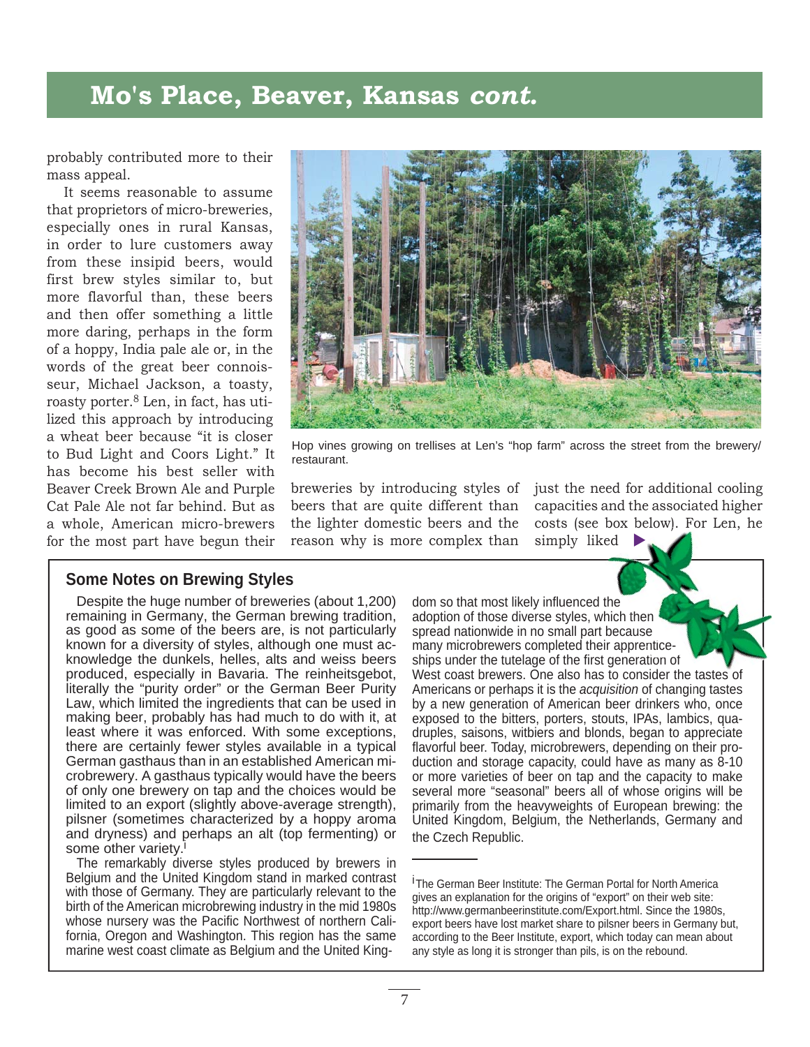# Mo's Place, Beaver, Kansas *cont.*

probably contributed more to their mass appeal.

It seems reasonable to assume that proprietors of micro-breweries, especially ones in rural Kansas, in order to lure customers away from these insipid beers, would first brew styles similar to, but more flavorful than, these beers and then offer something a little more daring, perhaps in the form of a hoppy, India pale ale or, in the words of the great beer connoisseur, Michael Jackson, a toasty, roasty porter.[8] Len, in fact, has utilized this approach by introducing a wheat beer because "it is closer to Bud Light and Coors Light." It has become his best seller with Beaver Creek Brown Ale and Purple Cat Pale Ale not far behind. But as a whole, American micro-brewers for the most part have begun their breweries by introducing styles of beers that are quite different than the lighter domestic beers and the reason why is more complex than just the need for additional cooling capacities and the associated higher costs (see box below). For Len, he simply liked ▶

Hop vines growing on trellises at Len's "hop farm" across the street from the brewery/restaurant.

## Some Notes on Brewing Styles

Despite the huge number of breweries (about 1,200) remaining in Germany, the German brewing tradition, as good as some of the beers are, is not particularly known for a diversity of styles, although one must acknowledge the dunkels, helles, alts and weiss beers produced, especially in Bavaria. The reinheitsgebot, literally the "purity order" or the German Beer Purity Law, which limited the ingredients that can be used in making beer, probably has had much to do with it, at least where it was enforced. With some exceptions, there are certainly fewer styles available in a typical German gasthaus than in an established American microbrewery. A gasthaus typically would have the beers of only one brewery on tap and the choices would be limited to an export (slightly above-average strength), pilsner (sometimes characterized by a hoppy aroma and dryness) and perhaps an alt (top fermenting) or some other variety.[i]

The remarkably diverse styles produced by brewers in Belgium and the United Kingdom stand in marked contrast with those of Germany. They are particularly relevant to the birth of the American microbrewing industry in the mid 1980s whose nursery was the Pacific Northwest of northern California, Oregon and Washington. This region has the same marine west coast climate as Belgium and the United Kingdom so that most likely influenced the adoption of those diverse styles, which then spread nationwide in no small part because many microbrewers completed their apprenticeships under the tutelage of the first generation of West coast brewers. One also has to consider the tastes of Americans or perhaps it is the *acquisition* of changing tastes by a new generation of American beer drinkers who, once exposed to the bitters, porters, stouts, IPAs, lambics, quadruples, saisons, witbiers and blonds, began to appreciate flavorful beer. Today, microbrewers, depending on their production and storage capacity, could have as many as 8-10 or more varieties of beer on tap and the capacity to make several more "seasonal" beers all of whose origins will be primarily from the heavyweights of European brewing: the United Kingdom, Belgium, the Netherlands, Germany and the Czech Republic.

---

[i] The German Beer Institute: The German Portal for North America gives an explanation for the origins of "export" on their web site: http://www.germanbeerinstitute.com/Export.html. Since the 1980s, export beers have lost market share to pilsner beers in Germany but, according to the Beer Institute, export, which today can mean about any style as long it is stronger than pils, is on the rebound.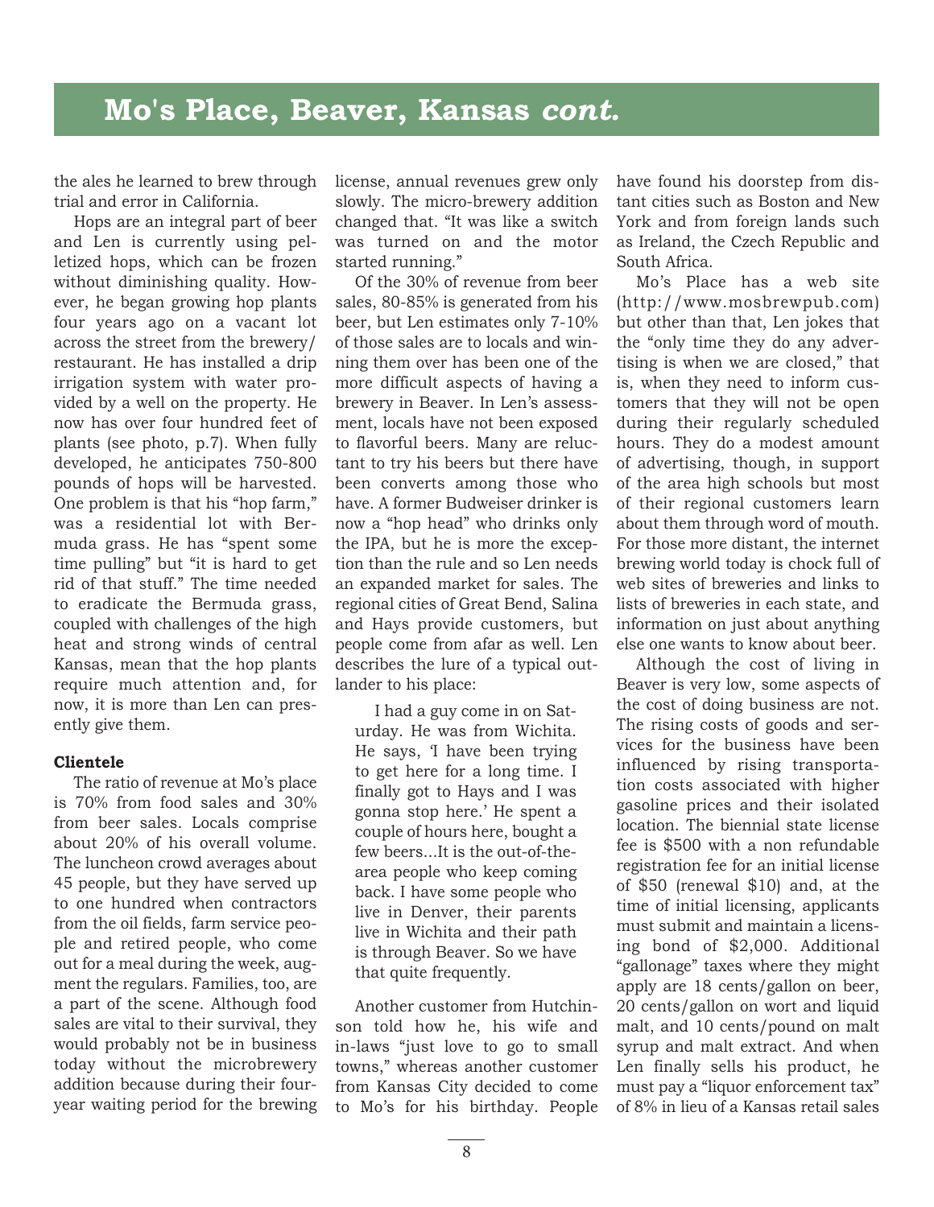# Mo's Place, Beaver, Kansas *cont.*

the ales he learned to brew through trial and error in California.

Hops are an integral part of beer and Len is currently using pelletized hops, which can be frozen without diminishing quality. However, he began growing hop plants four years ago on a vacant lot across the street from the brewery/restaurant. He has installed a drip irrigation system with water provided by a well on the property. He now has over four hundred feet of plants (see photo, p.7). When fully developed, he anticipates 750-800 pounds of hops will be harvested. One problem is that his "hop farm," was a residential lot with Bermuda grass. He has "spent some time pulling" but "it is hard to get rid of that stuff." The time needed to eradicate the Bermuda grass, coupled with challenges of the high heat and strong winds of central Kansas, mean that the hop plants require much attention and, for now, it is more than Len can presently give them.

**Clientele**

The ratio of revenue at Mo's place is 70% from food sales and 30% from beer sales. Locals comprise about 20% of his overall volume. The luncheon crowd averages about 45 people, but they have served up to one hundred when contractors from the oil fields, farm service people and retired people, who come out for a meal during the week, augment the regulars. Families, too, are a part of the scene. Although food sales are vital to their survival, they would probably not be in business today without the microbrewery addition because during their four-year waiting period for the brewing license, annual revenues grew only slowly. The micro-brewery addition changed that. "It was like a switch was turned on and the motor started running."

Of the 30% of revenue from beer sales, 80-85% is generated from his beer, but Len estimates only 7-10% of those sales are to locals and winning them over has been one of the more difficult aspects of having a brewery in Beaver. In Len's assessment, locals have not been exposed to flavorful beers. Many are reluctant to try his beers but there have been converts among those who have. A former Budweiser drinker is now a "hop head" who drinks only the IPA, but he is more the exception than the rule and so Len needs an expanded market for sales. The regional cities of Great Bend, Salina and Hays provide customers, but people come from afar as well. Len describes the lure of a typical outlander to his place:

> I had a guy come in on Saturday. He was from Wichita. He says, 'I have been trying to get here for a long time. I finally got to Hays and I was gonna stop here.' He spent a couple of hours here, bought a few beers...It is the out-of-the-area people who keep coming back. I have some people who live in Denver, their parents live in Wichita and their path is through Beaver. So we have that quite frequently.

Another customer from Hutchinson told how he, his wife and in-laws "just love to go to small towns," whereas another customer from Kansas City decided to come to Mo's for his birthday. People have found his doorstep from distant cities such as Boston and New York and from foreign lands such as Ireland, the Czech Republic and South Africa.

Mo's Place has a web site (http://www.mosbrewpub.com) but other than that, Len jokes that the "only time they do any advertising is when we are closed," that is, when they need to inform customers that they will not be open during their regularly scheduled hours. They do a modest amount of advertising, though, in support of the area high schools but most of their regional customers learn about them through word of mouth. For those more distant, the internet brewing world today is chock full of web sites of breweries and links to lists of breweries in each state, and information on just about anything else one wants to know about beer.

Although the cost of living in Beaver is very low, some aspects of the cost of doing business are not. The rising costs of goods and services for the business have been influenced by rising transportation costs associated with higher gasoline prices and their isolated location. The biennial state license fee is $500 with a non refundable registration fee for an initial license of $50 (renewal $10) and, at the time of initial licensing, applicants must submit and maintain a licensing bond of $2,000. Additional "gallonage" taxes where they might apply are 18 cents/gallon on beer, 20 cents/gallon on wort and liquid malt, and 10 cents/pound on malt syrup and malt extract. And when Len finally sells his product, he must pay a "liquor enforcement tax" of 8% in lieu of a Kansas retail sales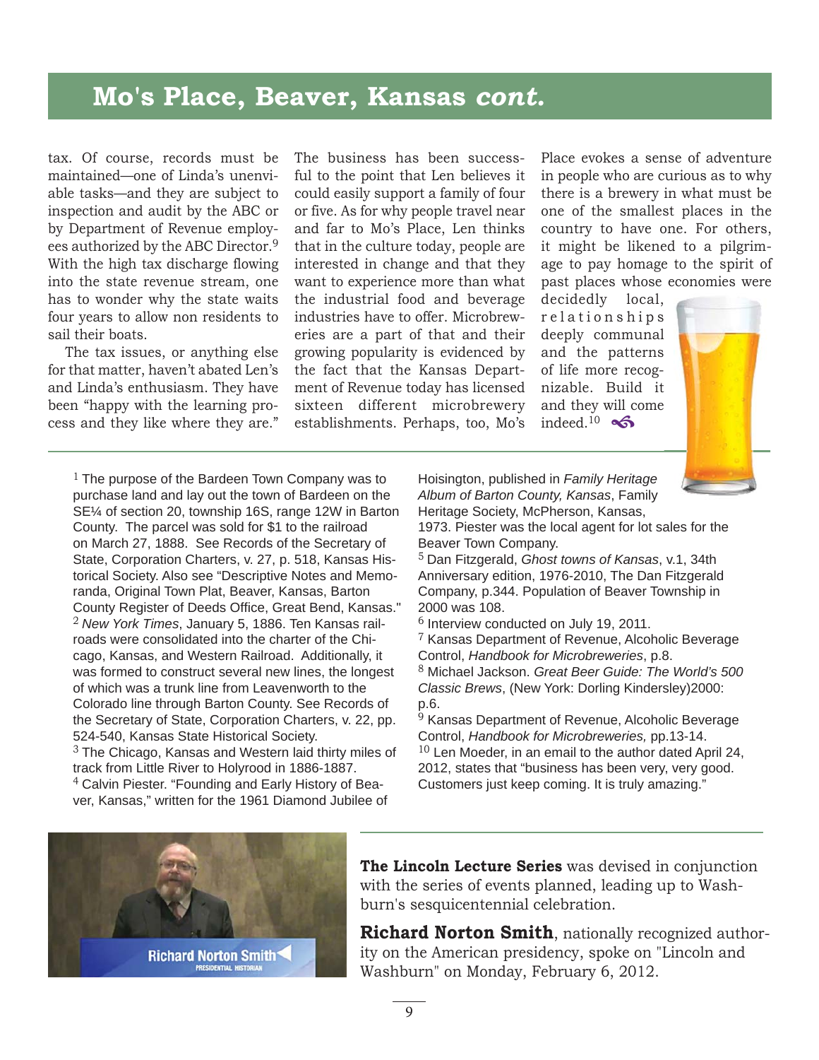# Mo's Place, Beaver, Kansas *cont.*

tax. Of course, records must be maintained—one of Linda's unenviable tasks—and they are subject to inspection and audit by the ABC or by Department of Revenue employees authorized by the ABC Director.[9] With the high tax discharge flowing into the state revenue stream, one has to wonder why the state waits four years to allow non residents to sail their boats.

The tax issues, or anything else for that matter, haven't abated Len's and Linda's enthusiasm. They have been "happy with the learning process and they like where they are." The business has been successful to the point that Len believes it could easily support a family of four or five. As for why people travel near and far to Mo's Place, Len thinks that in the culture today, people are interested in change and that they want to experience more than what the industrial food and beverage industries have to offer. Microbreweries are a part of that and their growing popularity is evidenced by the fact that the Kansas Department of Revenue today has licensed sixteen different microbrewery establishments. Perhaps, too, Mo's Place evokes a sense of adventure in people who are curious as to why there is a brewery in what must be one of the smallest places in the country to have one. For others, it might be likened to a pilgrimage to pay homage to the spirit of past places whose economies were decidedly local, relationships deeply communal and the patterns of life more recognizable. Build it and they will come indeed.[10]

---

[1] The purpose of the Bardeen Town Company was to purchase land and lay out the town of Bardeen on the SE¼ of section 20, township 16S, range 12W in Barton County. The parcel was sold for $1 to the railroad on March 27, 1888. See Records of the Secretary of State, Corporation Charters, v. 27, p. 518, Kansas Historical Society. Also see "Descriptive Notes and Memoranda, Original Town Plat, Beaver, Kansas, Barton County Register of Deeds Office, Great Bend, Kansas."

[2] *New York Times*, January 5, 1886. Ten Kansas railroads were consolidated into the charter of the Chicago, Kansas, and Western Railroad. Additionally, it was formed to construct several new lines, the longest of which was a trunk line from Leavenworth to the Colorado line through Barton County. See Records of the Secretary of State, Corporation Charters, v. 22, pp. 524-540, Kansas State Historical Society.

[3] The Chicago, Kansas and Western laid thirty miles of track from Little River to Holyrood in 1886-1887.

[4] Calvin Piester. "Founding and Early History of Beaver, Kansas," written for the 1961 Diamond Jubilee of Hoisington, published in *Family Heritage Album of Barton County, Kansas*, Family Heritage Society, McPherson, Kansas, 1973. Piester was the local agent for lot sales for the Beaver Town Company.

[5] Dan Fitzgerald, *Ghost towns of Kansas*, v.1, 34th Anniversary edition, 1976-2010, The Dan Fitzgerald Company, p.344. Population of Beaver Township in 2000 was 108.

[6] Interview conducted on July 19, 2011.

[7] Kansas Department of Revenue, Alcoholic Beverage Control, *Handbook for Microbreweries*, p.8.

[8] Michael Jackson. *Great Beer Guide: The World's 500 Classic Brews*, (New York: Dorling Kindersley)2000: p.6.

[9] Kansas Department of Revenue, Alcoholic Beverage Control, *Handbook for Microbreweries,* pp.13-14.

[10] Len Moeder, in an email to the author dated April 24, 2012, states that "business has been very, very good. Customers just keep coming. It is truly amazing."

---

Richard Norton Smith
PRESIDENTIAL HISTORIAN

**The Lincoln Lecture Series** was devised in conjunction with the series of events planned, leading up to Washburn's sesquicentennial celebration.

**Richard Norton Smith**, nationally recognized authority on the American presidency, spoke on "Lincoln and Washburn" on Monday, February 6, 2012.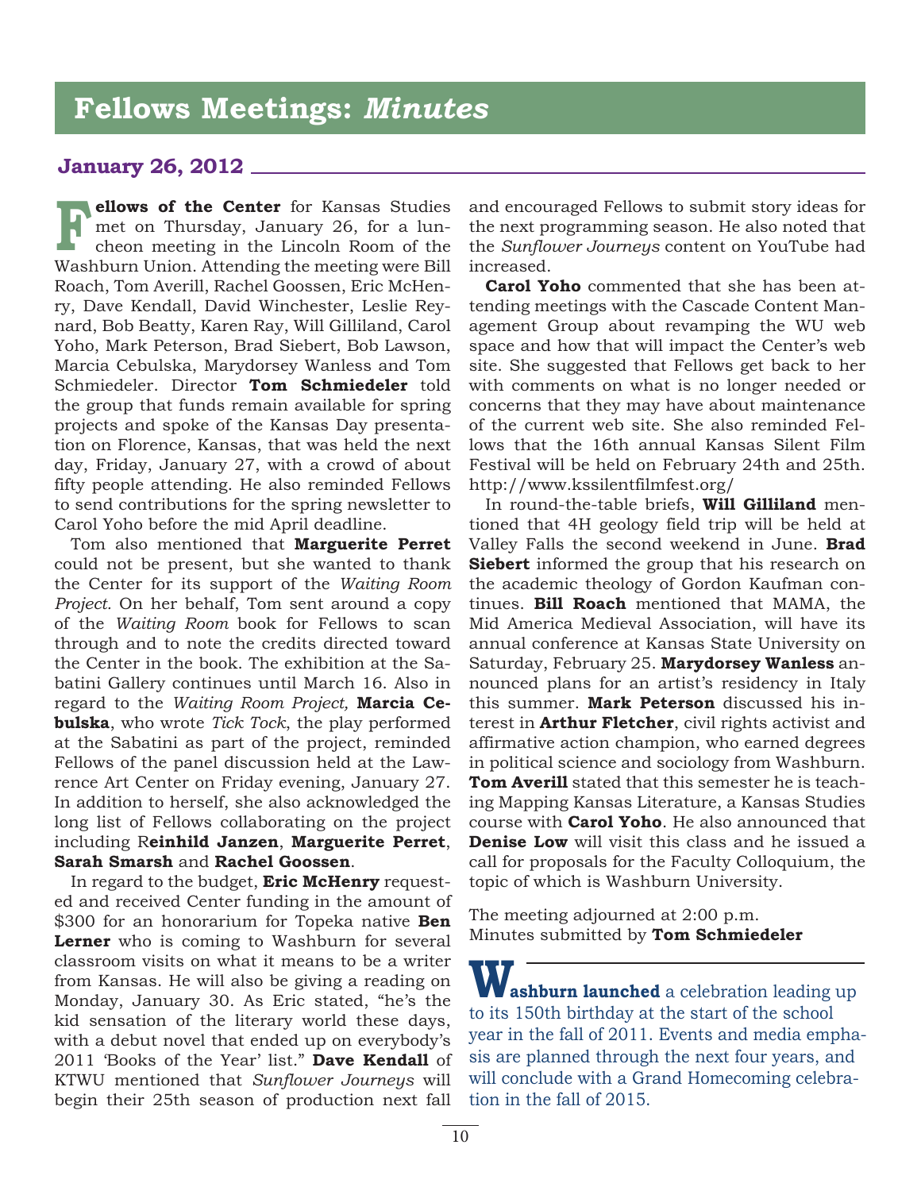# Fellows Meetings: *Minutes*

## January 26, 2012

**Fellows of the Center** for Kansas Studies met on Thursday, January 26, for a luncheon meeting in the Lincoln Room of the Washburn Union. Attending the meeting were Bill Roach, Tom Averill, Rachel Goossen, Eric McHenry, Dave Kendall, David Winchester, Leslie Reynard, Bob Beatty, Karen Ray, Will Gilliland, Carol Yoho, Mark Peterson, Brad Siebert, Bob Lawson, Marcia Cebulska, Marydorsey Wanless and Tom Schmiedeler. Director **Tom Schmiedeler** told the group that funds remain available for spring projects and spoke of the Kansas Day presentation on Florence, Kansas, that was held the next day, Friday, January 27, with a crowd of about fifty people attending. He also reminded Fellows to send contributions for the spring newsletter to Carol Yoho before the mid April deadline.

Tom also mentioned that **Marguerite Perret** could not be present, but she wanted to thank the Center for its support of the *Waiting Room Project.* On her behalf, Tom sent around a copy of the *Waiting Room* book for Fellows to scan through and to note the credits directed toward the Center in the book. The exhibition at the Sabatini Gallery continues until March 16. Also in regard to the *Waiting Room Project,* **Marcia Cebulska**, who wrote *Tick Tock*, the play performed at the Sabatini as part of the project, reminded Fellows of the panel discussion held at the Lawrence Art Center on Friday evening, January 27. In addition to herself, she also acknowledged the long list of Fellows collaborating on the project including **Reinhild Janzen**, **Marguerite Perret**, **Sarah Smarsh** and **Rachel Goossen**.

In regard to the budget, **Eric McHenry** requested and received Center funding in the amount of $300 for an honorarium for Topeka native **Ben Lerner** who is coming to Washburn for several classroom visits on what it means to be a writer from Kansas. He will also be giving a reading on Monday, January 30. As Eric stated, "he's the kid sensation of the literary world these days, with a debut novel that ended up on everybody's 2011 'Books of the Year' list." **Dave Kendall** of KTWU mentioned that *Sunflower Journeys* will begin their 25th season of production next fall and encouraged Fellows to submit story ideas for the next programming season. He also noted that the *Sunflower Journeys* content on YouTube had increased.

**Carol Yoho** commented that she has been attending meetings with the Cascade Content Management Group about revamping the WU web space and how that will impact the Center's web site. She suggested that Fellows get back to her with comments on what is no longer needed or concerns that they may have about maintenance of the current web site. She also reminded Fellows that the 16th annual Kansas Silent Film Festival will be held on February 24th and 25th. http://www.kssilentfilmfest.org/

In round-the-table briefs, **Will Gilliland** mentioned that 4H geology field trip will be held at Valley Falls the second weekend in June. **Brad Siebert** informed the group that his research on the academic theology of Gordon Kaufman continues. **Bill Roach** mentioned that MAMA, the Mid America Medieval Association, will have its annual conference at Kansas State University on Saturday, February 25. **Marydorsey Wanless** announced plans for an artist's residency in Italy this summer. **Mark Peterson** discussed his interest in **Arthur Fletcher**, civil rights activist and affirmative action champion, who earned degrees in political science and sociology from Washburn. **Tom Averill** stated that this semester he is teaching Mapping Kansas Literature, a Kansas Studies course with **Carol Yoho**. He also announced that **Denise Low** will visit this class and he issued a call for proposals for the Faculty Colloquium, the topic of which is Washburn University.

The meeting adjourned at 2:00 p.m.
Minutes submitted by **Tom Schmiedeler**

---

**Washburn launched** a celebration leading up to its 150th birthday at the start of the school year in the fall of 2011. Events and media emphasis are planned through the next four years, and will conclude with a Grand Homecoming celebration in the fall of 2015.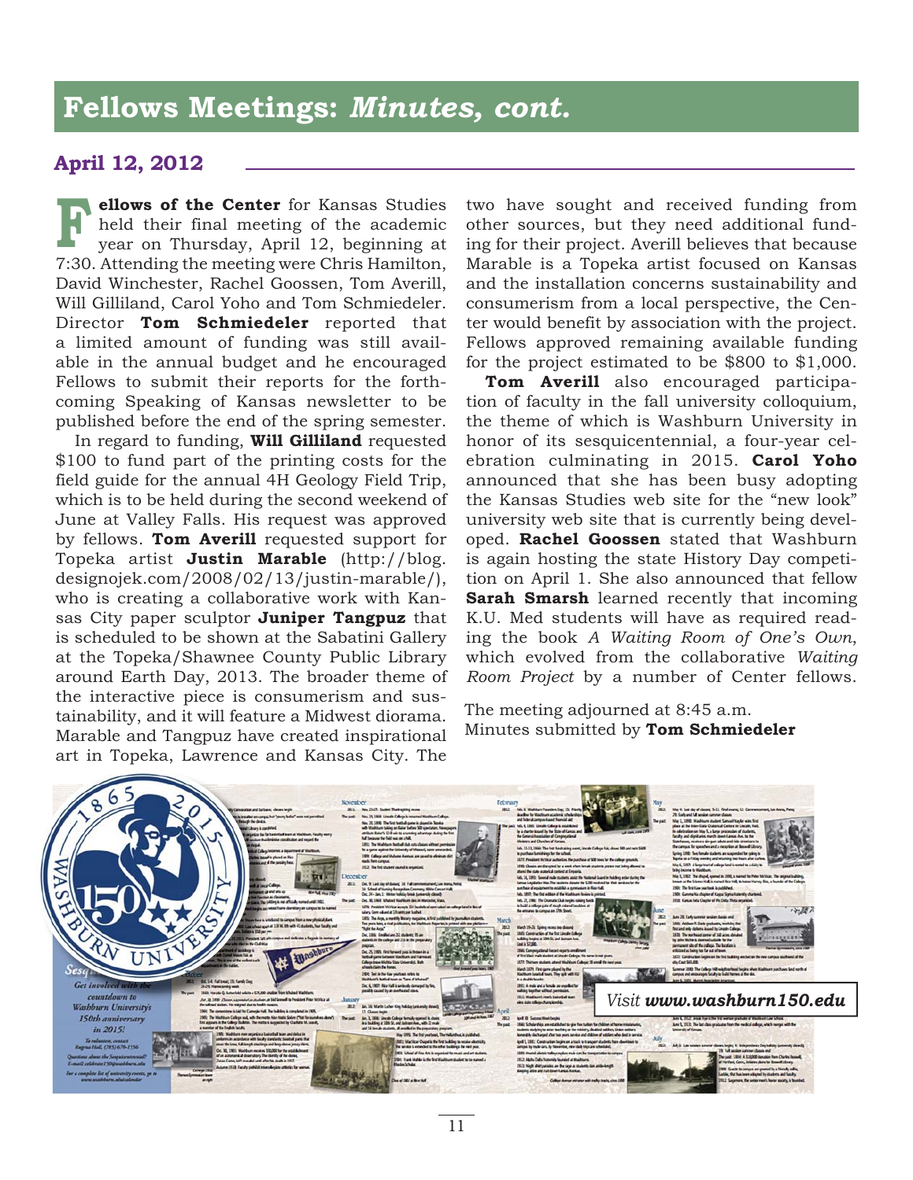# Fellows Meetings: *Minutes, cont.*

## April 12, 2012

**Fellows of the Center** for Kansas Studies held their final meeting of the academic year on Thursday, April 12, beginning at 7:30. Attending the meeting were Chris Hamilton, David Winchester, Rachel Goossen, Tom Averill, Will Gilliland, Carol Yoho and Tom Schmiedeler. Director **Tom Schmiedeler** reported that a limited amount of funding was still available in the annual budget and he encouraged Fellows to submit their reports for the forthcoming Speaking of Kansas newsletter to be published before the end of the spring semester.

In regard to funding, **Will Gilliland** requested $100 to fund part of the printing costs for the field guide for the annual 4H Geology Field Trip, which is to be held during the second weekend of June at Valley Falls. His request was approved by fellows. **Tom Averill** requested support for Topeka artist **Justin Marable** (http://blog.designojek.com/2008/02/13/justin-marable/), who is creating a collaborative work with Kansas City paper sculptor **Juniper Tangpuz** that is scheduled to be shown at the Sabatini Gallery at the Topeka/Shawnee County Public Library around Earth Day, 2013. The broader theme of the interactive piece is consumerism and sustainability, and it will feature a Midwest diorama. Marable and Tangpuz have created inspirational art in Topeka, Lawrence and Kansas City. The two have sought and received funding from other sources, but they need additional funding for their project. Averill believes that because Marable is a Topeka artist focused on Kansas and the installation concerns sustainability and consumerism from a local perspective, the Center would benefit by association with the project. Fellows approved remaining available funding for the project estimated to be $800 to $1,000.

**Tom Averill** also encouraged participation of faculty in the fall university colloquium, the theme of which is Washburn University in honor of its sesquicentennial, a four-year celebration culminating in 2015. **Carol Yoho** announced that she has been busy adopting the Kansas Studies web site for the "new look" university web site that is currently being developed. **Rachel Goossen** stated that Washburn is again hosting the state History Day competition on April 1. She also announced that fellow **Sarah Smarsh** learned recently that incoming K.U. Med students will have as required reading the book *A Waiting Room of One's Own*, which evolved from the collaborative *Waiting Room Project* by a number of Center fellows.

The meeting adjourned at 8:45 a.m.
Minutes submitted by **Tom Schmiedeler**

Visit ***www.washburn150.edu***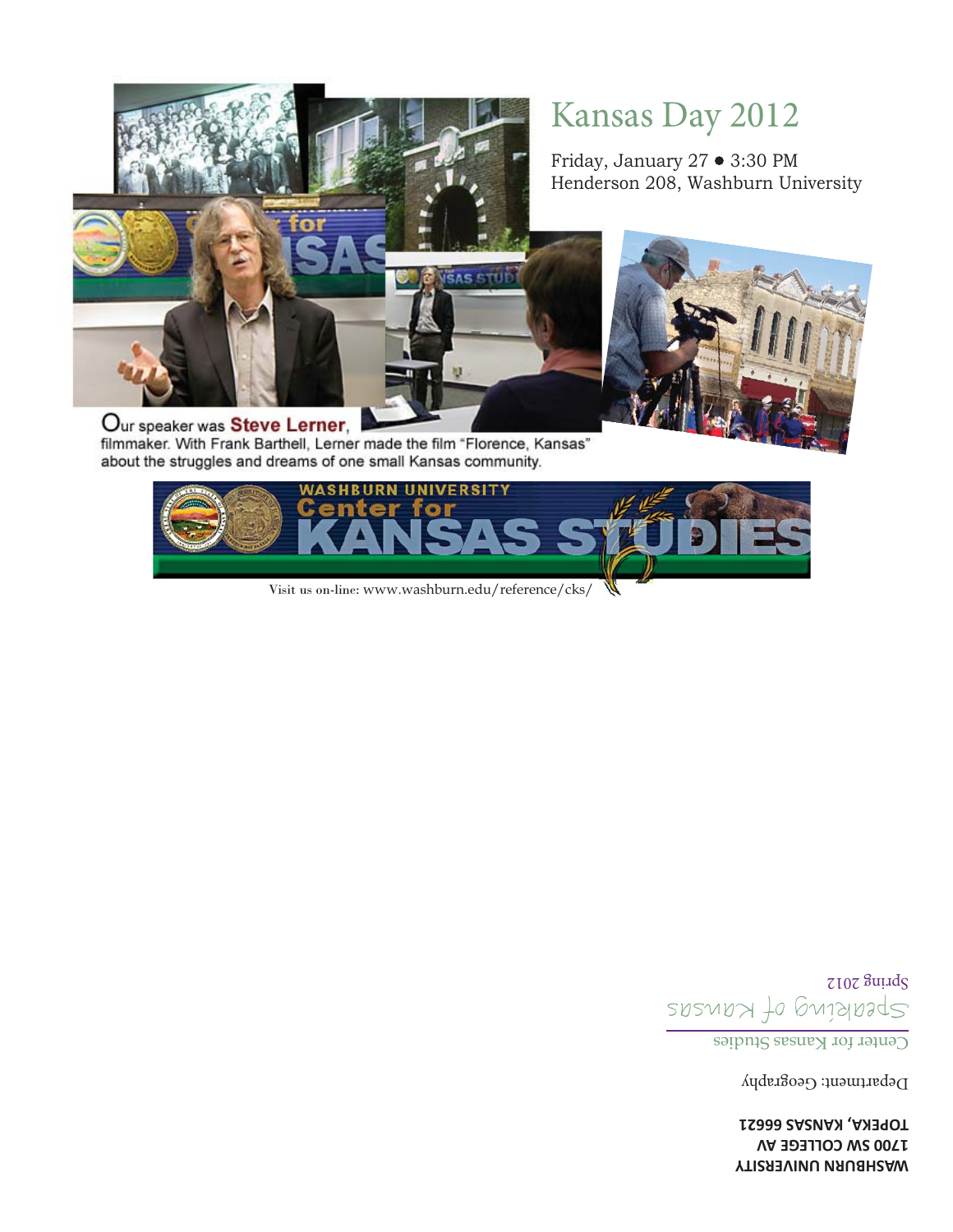# Kansas Day 2012

Friday, January 27 • 3:30 PM
Henderson 208, Washburn University

Our speaker was **Steve Lerner**, filmmaker. With Frank Barthell, Lerner made the film "Florence, Kansas" about the struggles and dreams of one small Kansas community.

WASHBURN UNIVERSITY
Center for
KANSAS STUDIES

Visit us on-line: www.washburn.edu/reference/cks/

**WASHBURN UNIVERSITY**
**1700 SW COLLEGE AV**
**TOPEKA, KANSAS 66621**

Department: Geography

Center for Kansas Studies

*Speaking of Kansas*

Spring 2012